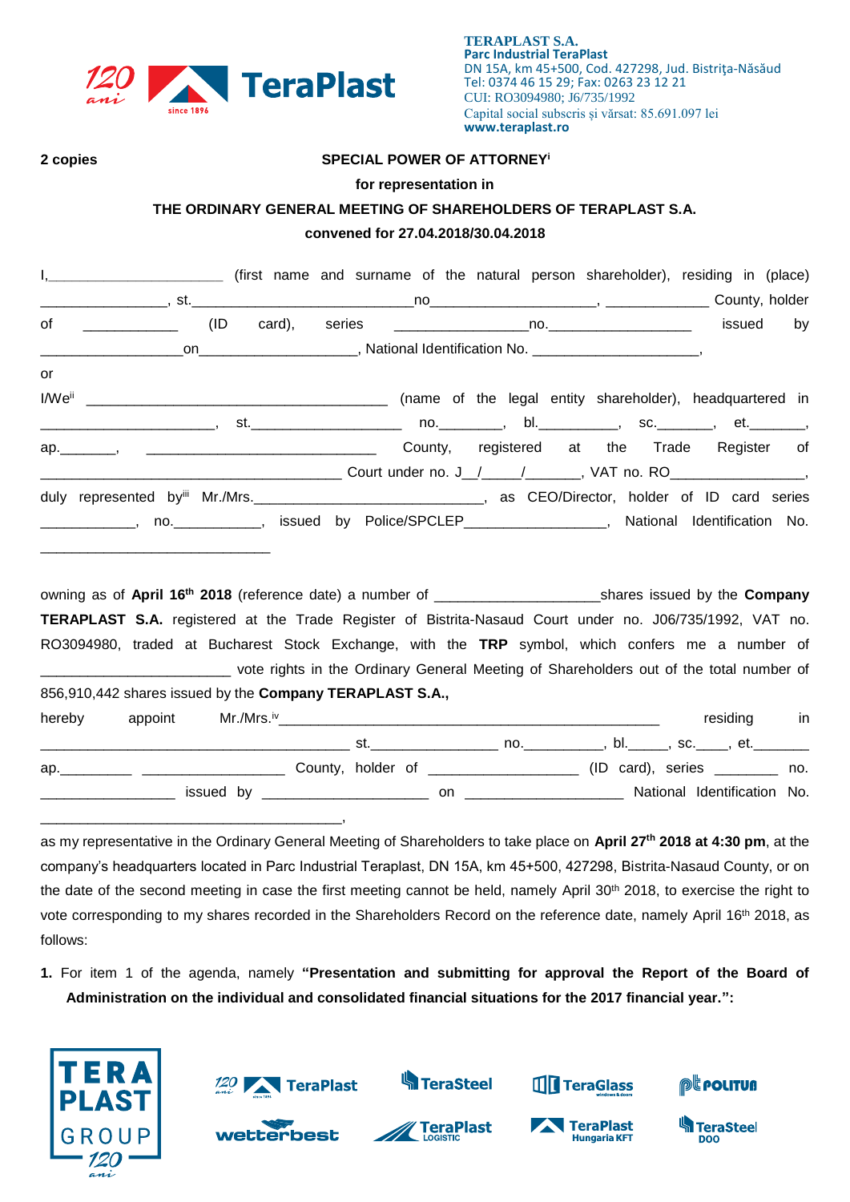**TERAPLAST S.A.**
**Parc Industrial TeraPlast**
DN 15A, km 45+500, Cod. 427298, Jud. Bistriţa-Năsăud
Tel: 0374 46 15 29; Fax: 0263 23 12 21
CUI: RO3094980; J6/735/1992
Capital social subscris și vărsat: 85.691.097 lei
**www.teraplast.ro**

**2 copies**

**SPECIAL POWER OF ATTORNEY**[i]

**for representation in**

**THE ORDINARY GENERAL MEETING OF SHAREHOLDERS OF TERAPLAST S.A.**

**convened for 27.04.2018/30.04.2018**

I,______________________ (first name and surname of the natural person shareholder), residing in (place) ________________, st.___________________________no____________________, _____________ County, holder of ___________ (ID card), series ________________no.__________________ issued by __________________on___________________, National Identification No. _____________________,

or

I/We[ii] _______________________________________ (name of the legal entity shareholder), headquartered in ______________________, st.___________________ no.________, bl.__________, sc._______, et._______, ap._______, ______________________________ County, registered at the Trade Register of ______________________________________ Court under no. J__/_____/_______, VAT no. RO________________, duly represented by[iii] Mr./Mrs.______________________________, as CEO/Director, holder of ID card series ____________, no.___________, issued by Police/SPCLEP__________________, National Identification No. ______________________________

owning as of **April 16th 2018** (reference date) a number of ____________________shares issued by the **Company TERAPLAST S.A.** registered at the Trade Register of Bistrita-Nasaud Court under no. J06/735/1992, VAT no. RO3094980, traded at Bucharest Stock Exchange, with the **TRP** symbol, which confers me a number of _______________________ vote rights in the Ordinary General Meeting of Shareholders out of the total number of 856,910,442 shares issued by the **Company TERAPLAST S.A.,**

hereby appoint Mr./Mrs.[iv]_______________________________________________ residing in ______________________________________ st._______________ no.__________, bl._____, sc.____, et._______ ap._________ __________________ County, holder of __________________ (ID card), series ________ no. _________________ issued by _____________________ on ____________________ National Identification No. ________________________________________,

as my representative in the Ordinary General Meeting of Shareholders to take place on **April 27th 2018 at 4:30 pm**, at the company's headquarters located in Parc Industrial Teraplast, DN 15A, km 45+500, 427298, Bistrita-Nasaud County, or on the date of the second meeting in case the first meeting cannot be held, namely April 30th 2018, to exercise the right to vote corresponding to my shares recorded in the Shareholders Record on the reference date, namely April 16th 2018, as follows:

1. For item 1 of the agenda, namely **"Presentation and submitting for approval the Report of the Board of Administration on the individual and consolidated financial situations for the 2017 financial year.":**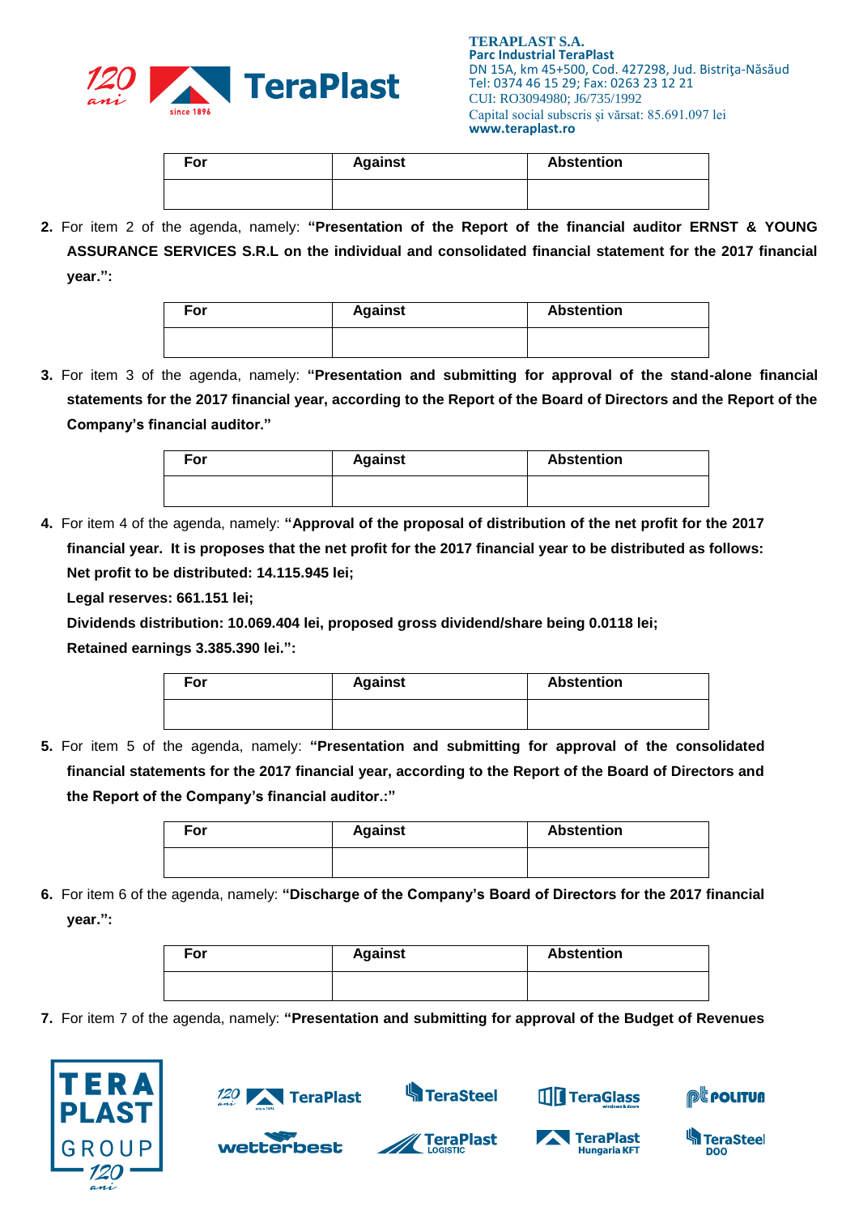| For | Against | Abstention |
|---|---|---|
| | | |

2. For item 2 of the agenda, namely: **"Presentation of the Report of the financial auditor ERNST & YOUNG ASSURANCE SERVICES S.R.L on the individual and consolidated financial statement for the 2017 financial year.":**

| For | Against | Abstention |
|---|---|---|
| | | |

3. For item 3 of the agenda, namely: **"Presentation and submitting for approval of the stand-alone financial statements for the 2017 financial year, according to the Report of the Board of Directors and the Report of the Company's financial auditor."**

| For | Against | Abstention |
|---|---|---|
| | | |

4. For item 4 of the agenda, namely: **"Approval of the proposal of distribution of the net profit for the 2017 financial year. It is proposes that the net profit for the 2017 financial year to be distributed as follows: Net profit to be distributed: 14.115.945 lei;**

   **Legal reserves: 661.151 lei;**

   **Dividends distribution: 10.069.404 lei, proposed gross dividend/share being 0.0118 lei;**

   **Retained earnings 3.385.390 lei.":**

| For | Against | Abstention |
|---|---|---|
| | | |

5. For item 5 of the agenda, namely: **"Presentation and submitting for approval of the consolidated financial statements for the 2017 financial year, according to the Report of the Board of Directors and the Report of the Company's financial auditor.:"**

| For | Against | Abstention |
|---|---|---|
| | | |

6. For item 6 of the agenda, namely: **"Discharge of the Company's Board of Directors for the 2017 financial year.":**

| For | Against | Abstention |
|---|---|---|
| | | |

7. For item 7 of the agenda, namely: **"Presentation and submitting for approval of the Budget of Revenues**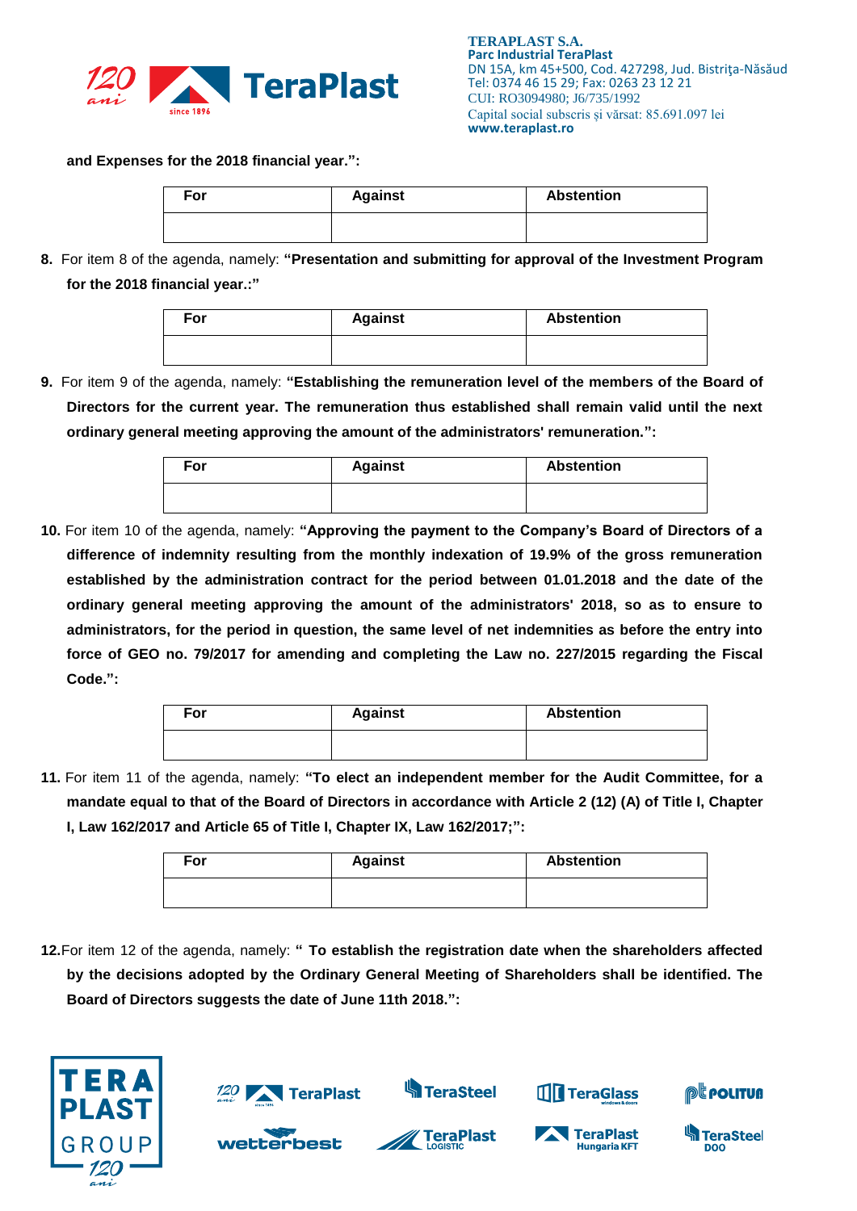**and Expenses for the 2018 financial year.":**

| For | Against | Abstention |
|---|---|---|
| | | |

8. For item 8 of the agenda, namely: **"Presentation and submitting for approval of the Investment Program for the 2018 financial year.:"**

| For | Against | Abstention |
|---|---|---|
| | | |

9. For item 9 of the agenda, namely: **"Establishing the remuneration level of the members of the Board of Directors for the current year. The remuneration thus established shall remain valid until the next ordinary general meeting approving the amount of the administrators' remuneration.":**

| For | Against | Abstention |
|---|---|---|
| | | |

10. For item 10 of the agenda, namely: **"Approving the payment to the Company's Board of Directors of a difference of indemnity resulting from the monthly indexation of 19.9% of the gross remuneration established by the administration contract for the period between 01.01.2018 and the date of the ordinary general meeting approving the amount of the administrators' 2018, so as to ensure to administrators, for the period in question, the same level of net indemnities as before the entry into force of GEO no. 79/2017 for amending and completing the Law no. 227/2015 regarding the Fiscal Code.":**

| For | Against | Abstention |
|---|---|---|
| | | |

11. For item 11 of the agenda, namely: **"To elect an independent member for the Audit Committee, for a mandate equal to that of the Board of Directors in accordance with Article 2 (12) (A) of Title I, Chapter I, Law 162/2017 and Article 65 of Title I, Chapter IX, Law 162/2017;":**

| For | Against | Abstention |
|---|---|---|
| | | |

12. For item 12 of the agenda, namely: **" To establish the registration date when the shareholders affected by the decisions adopted by the Ordinary General Meeting of Shareholders shall be identified. The Board of Directors suggests the date of June 11th 2018.":**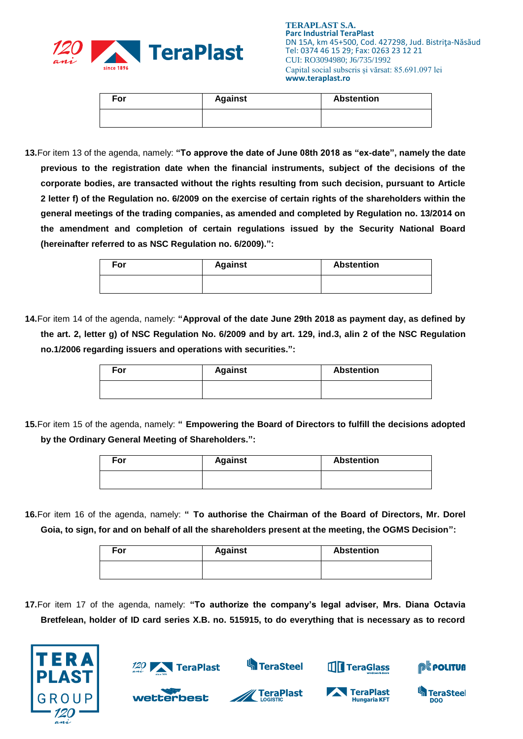| For | Against | Abstention |
|---|---|---|
| | | |

**13.** For item 13 of the agenda, namely: **"To approve the date of June 08th 2018 as "ex-date", namely the date previous to the registration date when the financial instruments, subject of the decisions of the corporate bodies, are transacted without the rights resulting from such decision, pursuant to Article 2 letter f) of the Regulation no. 6/2009 on the exercise of certain rights of the shareholders within the general meetings of the trading companies, as amended and completed by Regulation no. 13/2014 on the amendment and completion of certain regulations issued by the Security National Board (hereinafter referred to as NSC Regulation no. 6/2009).":**

| For | Against | Abstention |
|---|---|---|
| | | |

**14.** For item 14 of the agenda, namely: **"Approval of the date June 29th 2018 as payment day, as defined by the art. 2, letter g) of NSC Regulation No. 6/2009 and by art. 129, ind.3, alin 2 of the NSC Regulation no.1/2006 regarding issuers and operations with securities.":**

| For | Against | Abstention |
|---|---|---|
| | | |

**15.** For item 15 of the agenda, namely: **" Empowering the Board of Directors to fulfill the decisions adopted by the Ordinary General Meeting of Shareholders.":**

| For | Against | Abstention |
|---|---|---|
| | | |

**16.** For item 16 of the agenda, namely: **" To authorise the Chairman of the Board of Directors, Mr. Dorel Goia, to sign, for and on behalf of all the shareholders present at the meeting, the OGMS Decision":**

| For | Against | Abstention |
|---|---|---|
| | | |

**17.** For item 17 of the agenda, namely: **"To authorize the company's legal adviser, Mrs. Diana Octavia Bretfelean, holder of ID card series X.B. no. 515915, to do everything that is necessary as to record**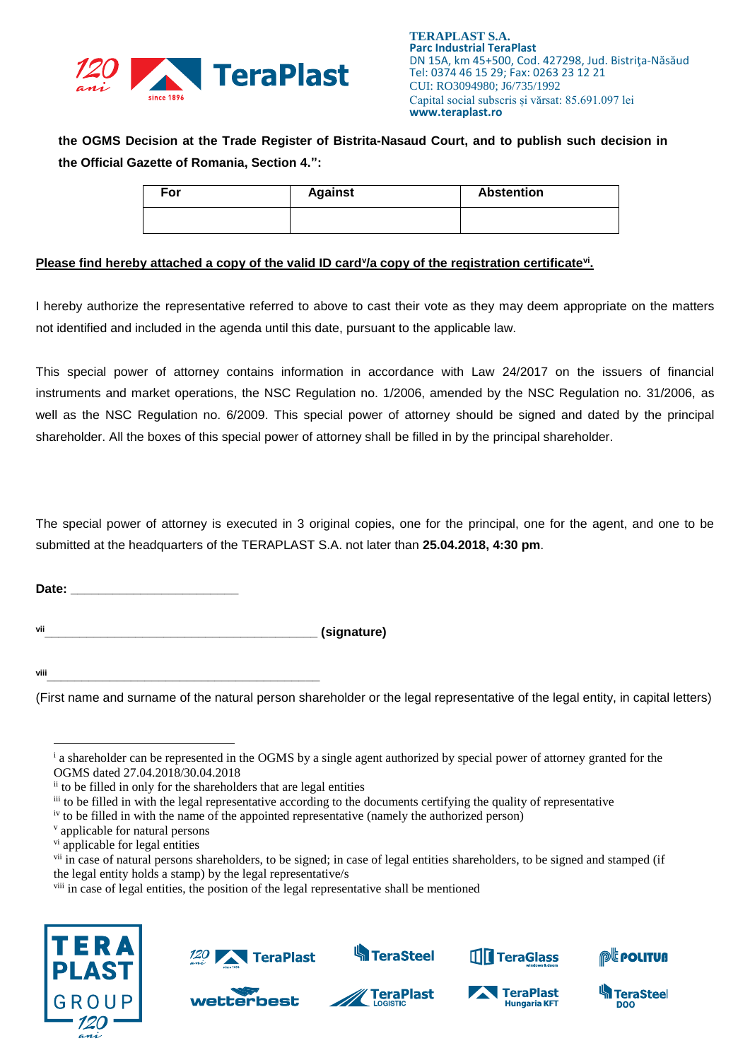**the OGMS Decision at the Trade Register of Bistrita-Nasaud Court, and to publish such decision in the Official Gazette of Romania, Section 4.":**

| For | Against | Abstention |
|---|---|---|
| | | |

**Please find hereby attached a copy of the valid ID card[v]/a copy of the registration certificate[vi].**

I hereby authorize the representative referred to above to cast their vote as they may deem appropriate on the matters not identified and included in the agenda until this date, pursuant to the applicable law.

This special power of attorney contains information in accordance with Law 24/2017 on the issuers of financial instruments and market operations, the NSC Regulation no. 1/2006, amended by the NSC Regulation no. 31/2006, as well as the NSC Regulation no. 6/2009. This special power of attorney should be signed and dated by the principal shareholder. All the boxes of this special power of attorney shall be filled in by the principal shareholder.

The special power of attorney is executed in 3 original copies, one for the principal, one for the agent, and one to be submitted at the headquarters of the TERAPLAST S.A. not later than **25.04.2018, 4:30 pm**.

**Date:** ________________________

[vii]________________________________________ **(signature)**

[viii]________________________________________

(First name and surname of the natural person shareholder or the legal representative of the legal entity, in capital letters)

---

[i] a shareholder can be represented in the OGMS by a single agent authorized by special power of attorney granted for the OGMS dated 27.04.2018/30.04.2018

[ii] to be filled in only for the shareholders that are legal entities

[iii] to be filled in with the legal representative according to the documents certifying the quality of representative

[iv] to be filled in with the name of the appointed representative (namely the authorized person)

[v] applicable for natural persons

[vi] applicable for legal entities

[vii] in case of natural persons shareholders, to be signed; in case of legal entities shareholders, to be signed and stamped (if the legal entity holds a stamp) by the legal representative/s

[viii] in case of legal entities, the position of the legal representative shall be mentioned